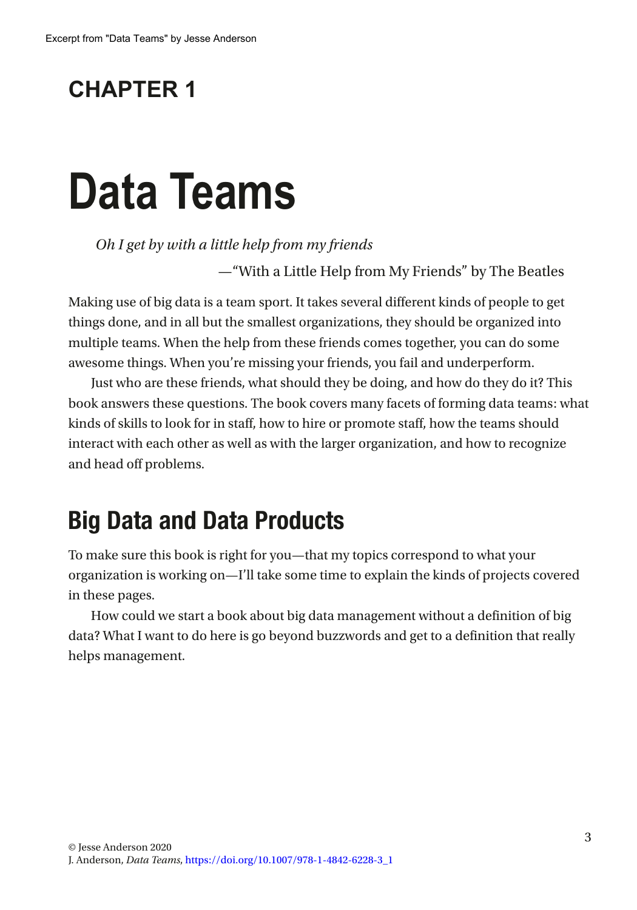# CHAPTER 1

# Data Teams

*Oh I get by with a little help from my friends*

—"With a Little Help from My Friends" by The Beatles

Making use of big data is a team sport. It takes several different kinds of people to get things done, and in all but the smallest organizations, they should be organized into multiple teams. When the help from these friends comes together, you can do some awesome things. When you're missing your friends, you fail and underperform.

Just who are these friends, what should they be doing, and how do they do it? This book answers these questions. The book covers many facets of forming data teams: what kinds of skills to look for in staff, how to hire or promote staff, how the teams should interact with each other as well as with the larger organization, and how to recognize and head off problems.

## Big Data and Data Products

To make sure this book is right for you—that my topics correspond to what your organization is working on—I'll take some time to explain the kinds of projects covered in these pages.

How could we start a book about big data management without a definition of big data? What I want to do here is go beyond buzzwords and get to a definition that really helps management.

© Jesse Anderson 2020
J. Anderson, *Data Teams*, https://doi.org/10.1007/978-1-4842-6228-3_1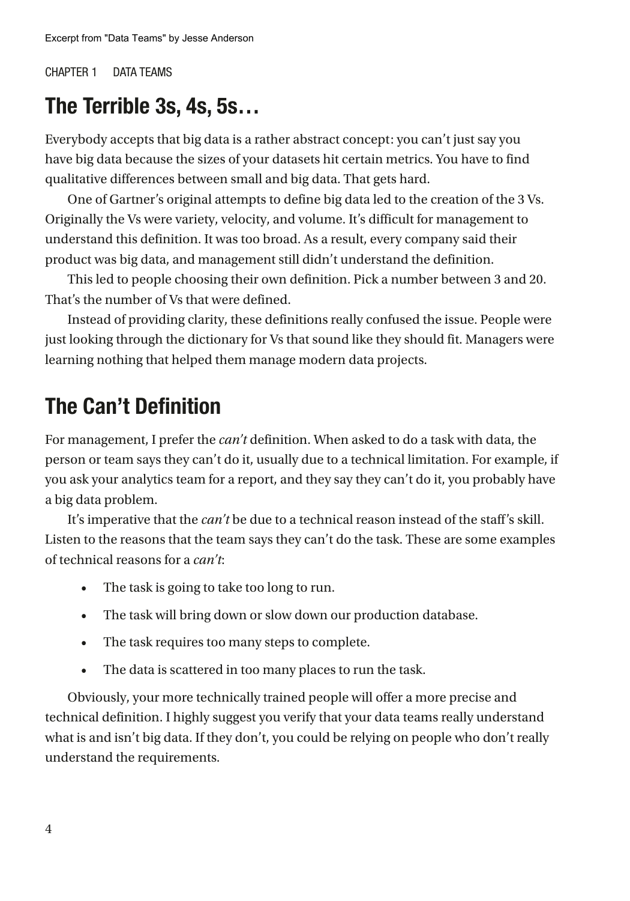## The Terrible 3s, 4s, 5s…

Everybody accepts that big data is a rather abstract concept: you can't just say you have big data because the sizes of your datasets hit certain metrics. You have to find qualitative differences between small and big data. That gets hard.

One of Gartner's original attempts to define big data led to the creation of the 3 Vs. Originally the Vs were variety, velocity, and volume. It's difficult for management to understand this definition. It was too broad. As a result, every company said their product was big data, and management still didn't understand the definition.

This led to people choosing their own definition. Pick a number between 3 and 20. That's the number of Vs that were defined.

Instead of providing clarity, these definitions really confused the issue. People were just looking through the dictionary for Vs that sound like they should fit. Managers were learning nothing that helped them manage modern data projects.

## The Can't Definition

For management, I prefer the *can't* definition. When asked to do a task with data, the person or team says they can't do it, usually due to a technical limitation. For example, if you ask your analytics team for a report, and they say they can't do it, you probably have a big data problem.

It's imperative that the *can't* be due to a technical reason instead of the staff's skill. Listen to the reasons that the team says they can't do the task. These are some examples of technical reasons for a *can't*:

- The task is going to take too long to run.
- The task will bring down or slow down our production database.
- The task requires too many steps to complete.
- The data is scattered in too many places to run the task.

Obviously, your more technically trained people will offer a more precise and technical definition. I highly suggest you verify that your data teams really understand what is and isn't big data. If they don't, you could be relying on people who don't really understand the requirements.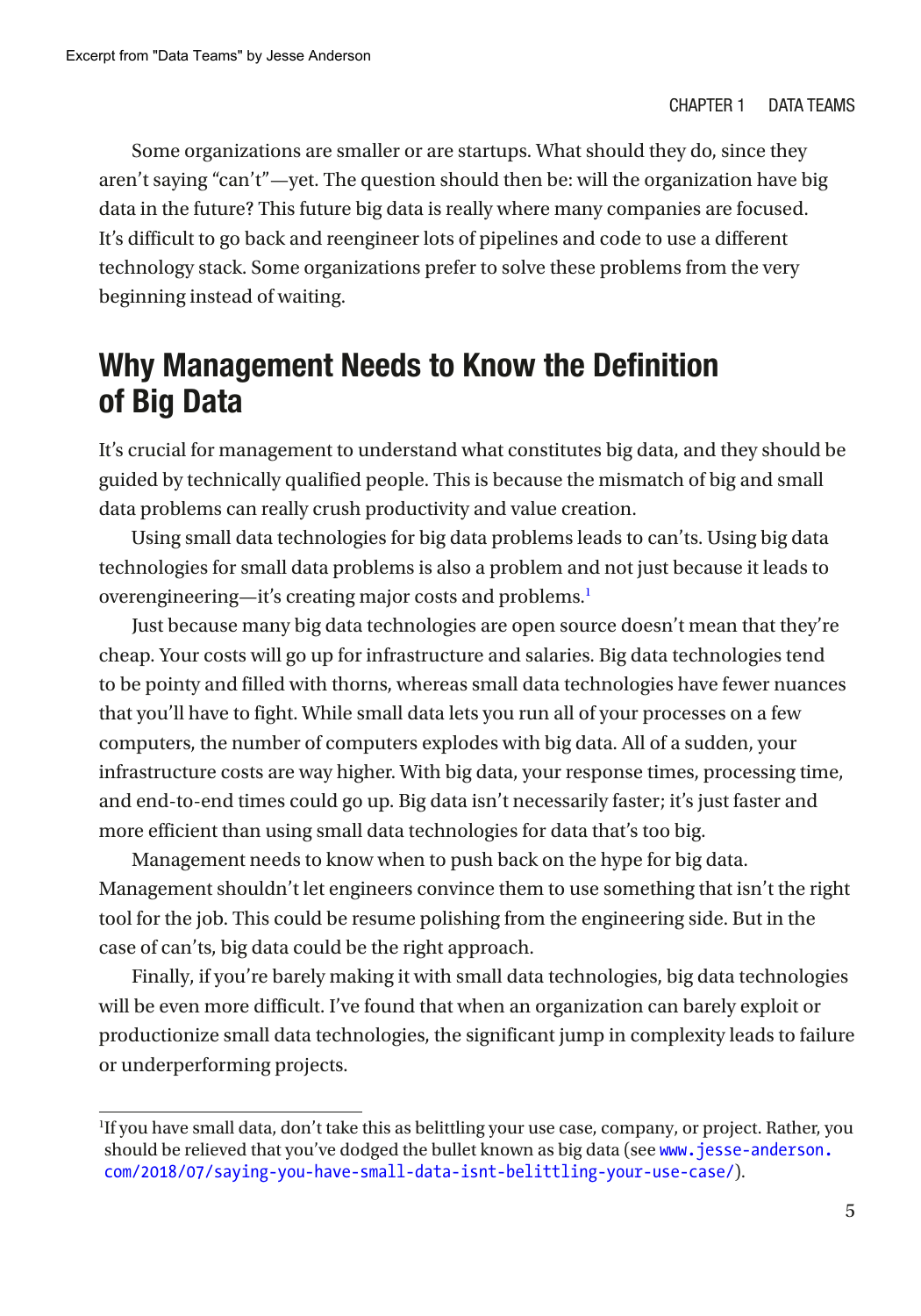Some organizations are smaller or are startups. What should they do, since they aren't saying "can't"—yet. The question should then be: will the organization have big data in the future? This future big data is really where many companies are focused. It's difficult to go back and reengineer lots of pipelines and code to use a different technology stack. Some organizations prefer to solve these problems from the very beginning instead of waiting.

## Why Management Needs to Know the Definition of Big Data

It's crucial for management to understand what constitutes big data, and they should be guided by technically qualified people. This is because the mismatch of big and small data problems can really crush productivity and value creation.

Using small data technologies for big data problems leads to can'ts. Using big data technologies for small data problems is also a problem and not just because it leads to overengineering—it's creating major costs and problems.[1]

Just because many big data technologies are open source doesn't mean that they're cheap. Your costs will go up for infrastructure and salaries. Big data technologies tend to be pointy and filled with thorns, whereas small data technologies have fewer nuances that you'll have to fight. While small data lets you run all of your processes on a few computers, the number of computers explodes with big data. All of a sudden, your infrastructure costs are way higher. With big data, your response times, processing time, and end-to-end times could go up. Big data isn't necessarily faster; it's just faster and more efficient than using small data technologies for data that's too big.

Management needs to know when to push back on the hype for big data. Management shouldn't let engineers convince them to use something that isn't the right tool for the job. This could be resume polishing from the engineering side. But in the case of can'ts, big data could be the right approach.

Finally, if you're barely making it with small data technologies, big data technologies will be even more difficult. I've found that when an organization can barely exploit or productionize small data technologies, the significant jump in complexity leads to failure or underperforming projects.

---

[1] If you have small data, don't take this as belittling your use case, company, or project. Rather, you should be relieved that you've dodged the bullet known as big data (see www.jesse-anderson.com/2018/07/saying-you-have-small-data-isnt-belittling-your-use-case/).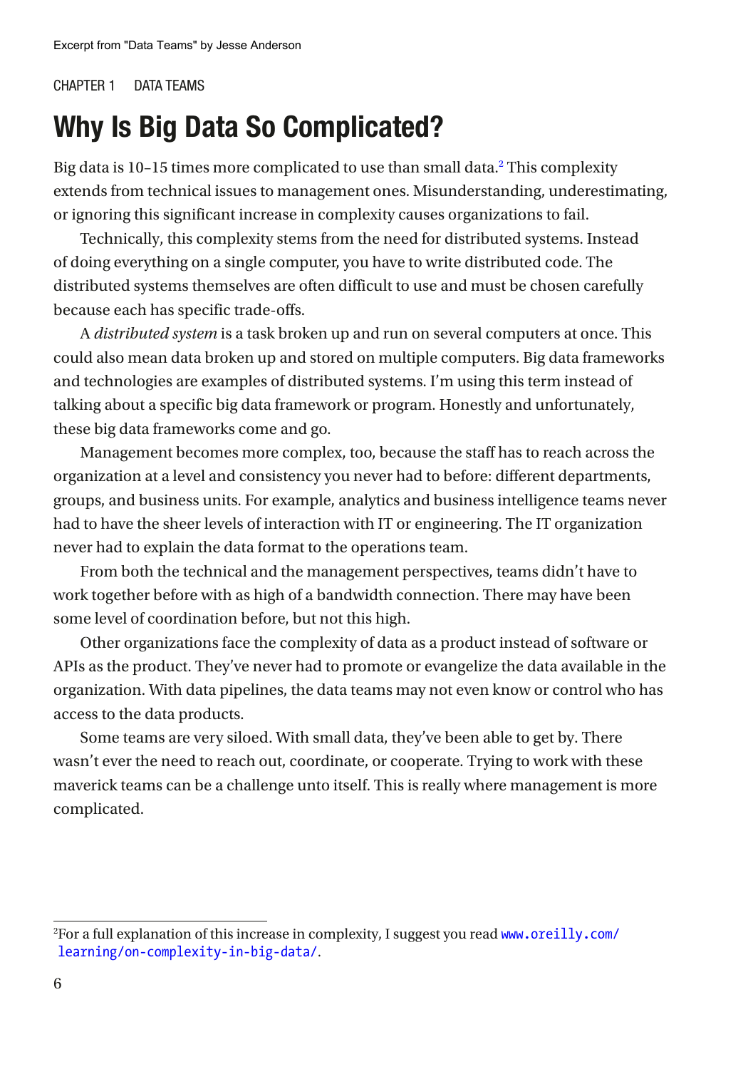# Why Is Big Data So Complicated?

Big data is 10–15 times more complicated to use than small data.[2] This complexity extends from technical issues to management ones. Misunderstanding, underestimating, or ignoring this significant increase in complexity causes organizations to fail.

Technically, this complexity stems from the need for distributed systems. Instead of doing everything on a single computer, you have to write distributed code. The distributed systems themselves are often difficult to use and must be chosen carefully because each has specific trade-offs.

A *distributed system* is a task broken up and run on several computers at once. This could also mean data broken up and stored on multiple computers. Big data frameworks and technologies are examples of distributed systems. I'm using this term instead of talking about a specific big data framework or program. Honestly and unfortunately, these big data frameworks come and go.

Management becomes more complex, too, because the staff has to reach across the organization at a level and consistency you never had to before: different departments, groups, and business units. For example, analytics and business intelligence teams never had to have the sheer levels of interaction with IT or engineering. The IT organization never had to explain the data format to the operations team.

From both the technical and the management perspectives, teams didn't have to work together before with as high of a bandwidth connection. There may have been some level of coordination before, but not this high.

Other organizations face the complexity of data as a product instead of software or APIs as the product. They've never had to promote or evangelize the data available in the organization. With data pipelines, the data teams may not even know or control who has access to the data products.

Some teams are very siloed. With small data, they've been able to get by. There wasn't ever the need to reach out, coordinate, or cooperate. Trying to work with these maverick teams can be a challenge unto itself. This is really where management is more complicated.

---

[2] For a full explanation of this increase in complexity, I suggest you read www.oreilly.com/learning/on-complexity-in-big-data/.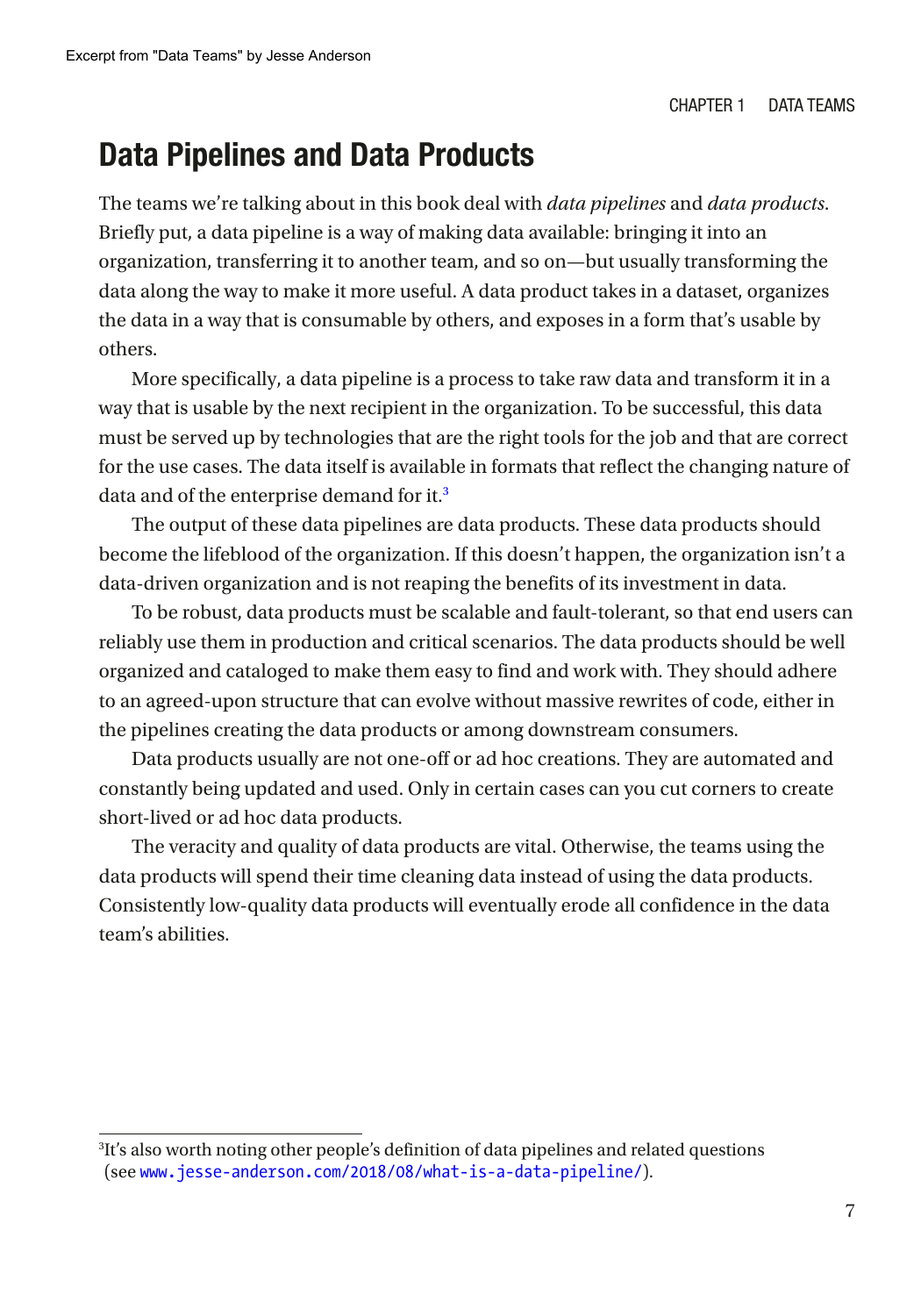## Data Pipelines and Data Products

The teams we're talking about in this book deal with *data pipelines* and *data products*. Briefly put, a data pipeline is a way of making data available: bringing it into an organization, transferring it to another team, and so on—but usually transforming the data along the way to make it more useful. A data product takes in a dataset, organizes the data in a way that is consumable by others, and exposes in a form that's usable by others.

More specifically, a data pipeline is a process to take raw data and transform it in a way that is usable by the next recipient in the organization. To be successful, this data must be served up by technologies that are the right tools for the job and that are correct for the use cases. The data itself is available in formats that reflect the changing nature of data and of the enterprise demand for it.[3]

The output of these data pipelines are data products. These data products should become the lifeblood of the organization. If this doesn't happen, the organization isn't a data-driven organization and is not reaping the benefits of its investment in data.

To be robust, data products must be scalable and fault-tolerant, so that end users can reliably use them in production and critical scenarios. The data products should be well organized and cataloged to make them easy to find and work with. They should adhere to an agreed-upon structure that can evolve without massive rewrites of code, either in the pipelines creating the data products or among downstream consumers.

Data products usually are not one-off or ad hoc creations. They are automated and constantly being updated and used. Only in certain cases can you cut corners to create short-lived or ad hoc data products.

The veracity and quality of data products are vital. Otherwise, the teams using the data products will spend their time cleaning data instead of using the data products. Consistently low-quality data products will eventually erode all confidence in the data team's abilities.

---

[3] It's also worth noting other people's definition of data pipelines and related questions (see www.jesse-anderson.com/2018/08/what-is-a-data-pipeline/).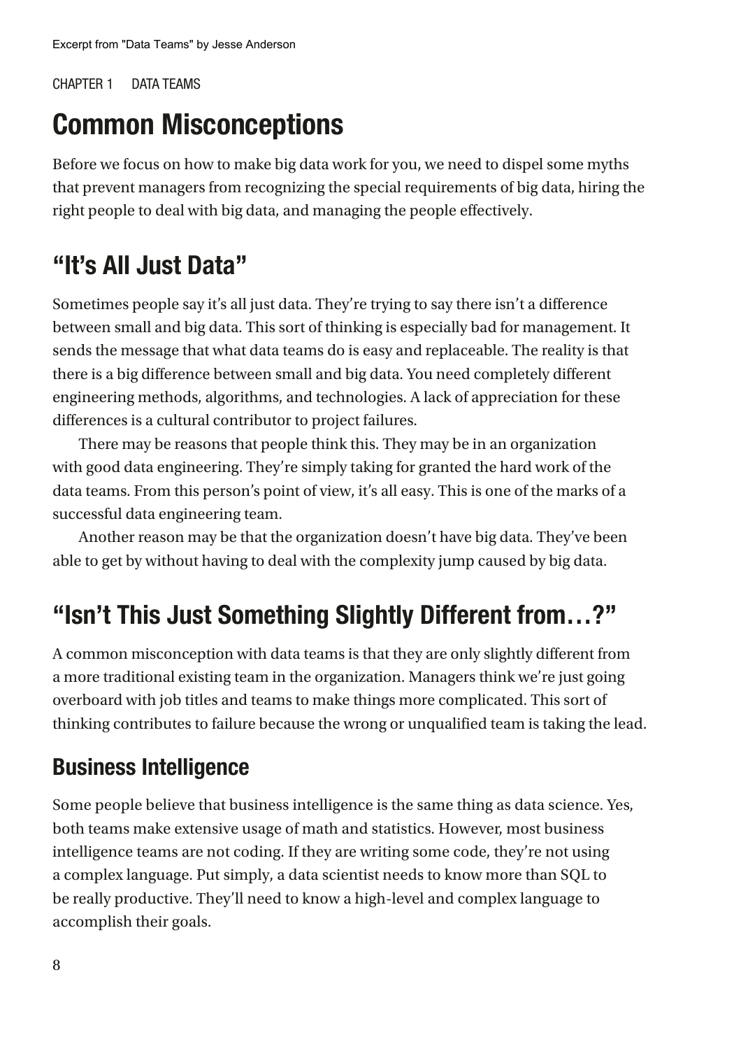# Common Misconceptions

Before we focus on how to make big data work for you, we need to dispel some myths that prevent managers from recognizing the special requirements of big data, hiring the right people to deal with big data, and managing the people effectively.

## "It's All Just Data"

Sometimes people say it's all just data. They're trying to say there isn't a difference between small and big data. This sort of thinking is especially bad for management. It sends the message that what data teams do is easy and replaceable. The reality is that there is a big difference between small and big data. You need completely different engineering methods, algorithms, and technologies. A lack of appreciation for these differences is a cultural contributor to project failures.

There may be reasons that people think this. They may be in an organization with good data engineering. They're simply taking for granted the hard work of the data teams. From this person's point of view, it's all easy. This is one of the marks of a successful data engineering team.

Another reason may be that the organization doesn't have big data. They've been able to get by without having to deal with the complexity jump caused by big data.

## "Isn't This Just Something Slightly Different from…?"

A common misconception with data teams is that they are only slightly different from a more traditional existing team in the organization. Managers think we're just going overboard with job titles and teams to make things more complicated. This sort of thinking contributes to failure because the wrong or unqualified team is taking the lead.

### Business Intelligence

Some people believe that business intelligence is the same thing as data science. Yes, both teams make extensive usage of math and statistics. However, most business intelligence teams are not coding. If they are writing some code, they're not using a complex language. Put simply, a data scientist needs to know more than SQL to be really productive. They'll need to know a high-level and complex language to accomplish their goals.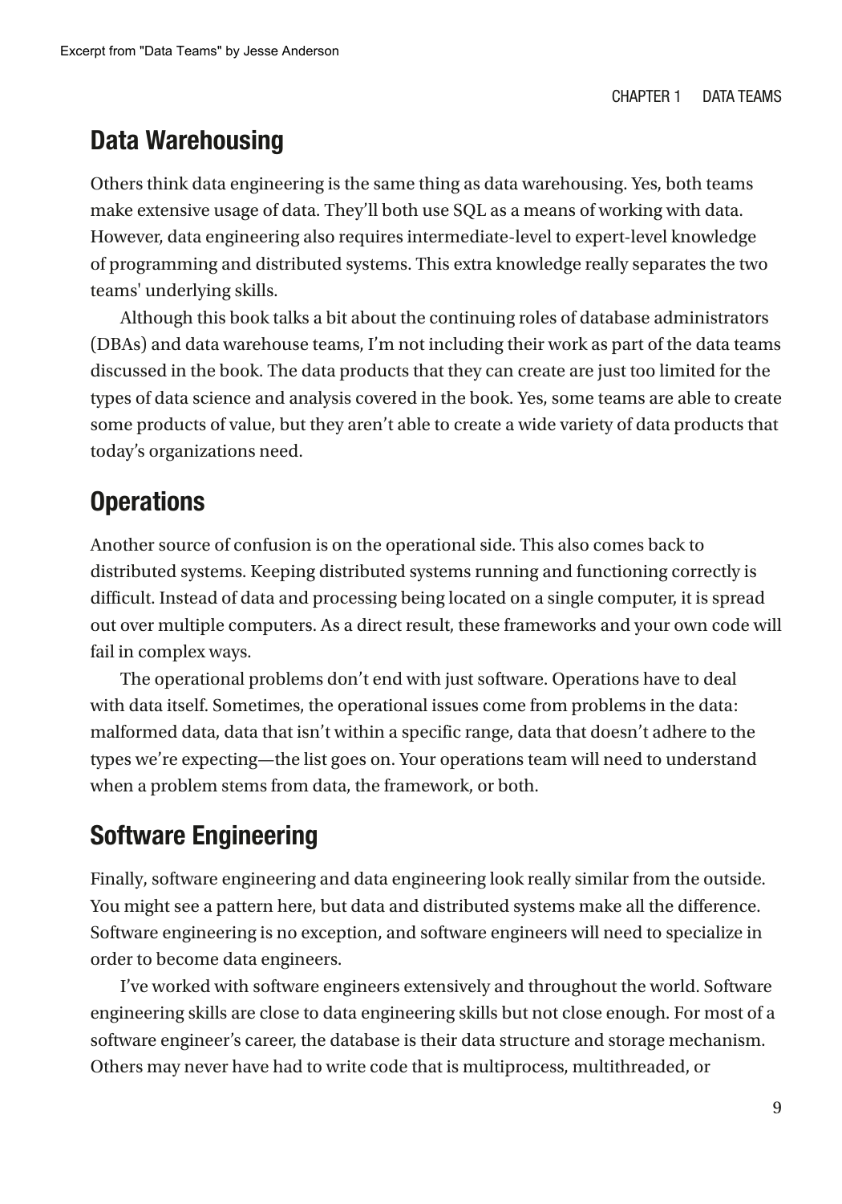## Data Warehousing

Others think data engineering is the same thing as data warehousing. Yes, both teams make extensive usage of data. They'll both use SQL as a means of working with data. However, data engineering also requires intermediate-level to expert-level knowledge of programming and distributed systems. This extra knowledge really separates the two teams' underlying skills.

Although this book talks a bit about the continuing roles of database administrators (DBAs) and data warehouse teams, I'm not including their work as part of the data teams discussed in the book. The data products that they can create are just too limited for the types of data science and analysis covered in the book. Yes, some teams are able to create some products of value, but they aren't able to create a wide variety of data products that today's organizations need.

## Operations

Another source of confusion is on the operational side. This also comes back to distributed systems. Keeping distributed systems running and functioning correctly is difficult. Instead of data and processing being located on a single computer, it is spread out over multiple computers. As a direct result, these frameworks and your own code will fail in complex ways.

The operational problems don't end with just software. Operations have to deal with data itself. Sometimes, the operational issues come from problems in the data: malformed data, data that isn't within a specific range, data that doesn't adhere to the types we're expecting—the list goes on. Your operations team will need to understand when a problem stems from data, the framework, or both.

## Software Engineering

Finally, software engineering and data engineering look really similar from the outside. You might see a pattern here, but data and distributed systems make all the difference. Software engineering is no exception, and software engineers will need to specialize in order to become data engineers.

I've worked with software engineers extensively and throughout the world. Software engineering skills are close to data engineering skills but not close enough. For most of a software engineer's career, the database is their data structure and storage mechanism. Others may never have had to write code that is multiprocess, multithreaded, or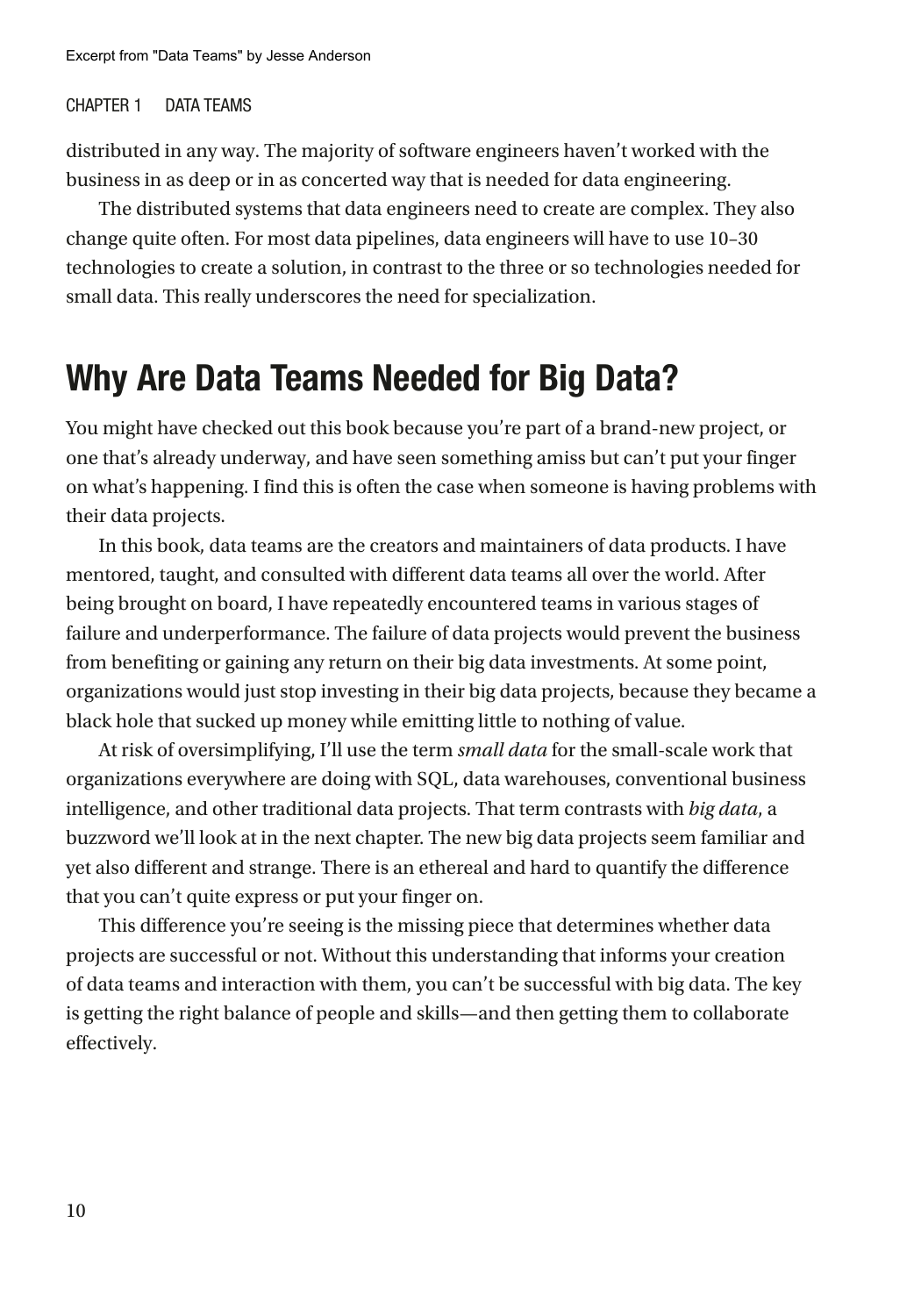distributed in any way. The majority of software engineers haven't worked with the business in as deep or in as concerted way that is needed for data engineering.

The distributed systems that data engineers need to create are complex. They also change quite often. For most data pipelines, data engineers will have to use 10–30 technologies to create a solution, in contrast to the three or so technologies needed for small data. This really underscores the need for specialization.

## Why Are Data Teams Needed for Big Data?

You might have checked out this book because you're part of a brand-new project, or one that's already underway, and have seen something amiss but can't put your finger on what's happening. I find this is often the case when someone is having problems with their data projects.

In this book, data teams are the creators and maintainers of data products. I have mentored, taught, and consulted with different data teams all over the world. After being brought on board, I have repeatedly encountered teams in various stages of failure and underperformance. The failure of data projects would prevent the business from benefiting or gaining any return on their big data investments. At some point, organizations would just stop investing in their big data projects, because they became a black hole that sucked up money while emitting little to nothing of value.

At risk of oversimplifying, I'll use the term *small data* for the small-scale work that organizations everywhere are doing with SQL, data warehouses, conventional business intelligence, and other traditional data projects. That term contrasts with *big data*, a buzzword we'll look at in the next chapter. The new big data projects seem familiar and yet also different and strange. There is an ethereal and hard to quantify the difference that you can't quite express or put your finger on.

This difference you're seeing is the missing piece that determines whether data projects are successful or not. Without this understanding that informs your creation of data teams and interaction with them, you can't be successful with big data. The key is getting the right balance of people and skills—and then getting them to collaborate effectively.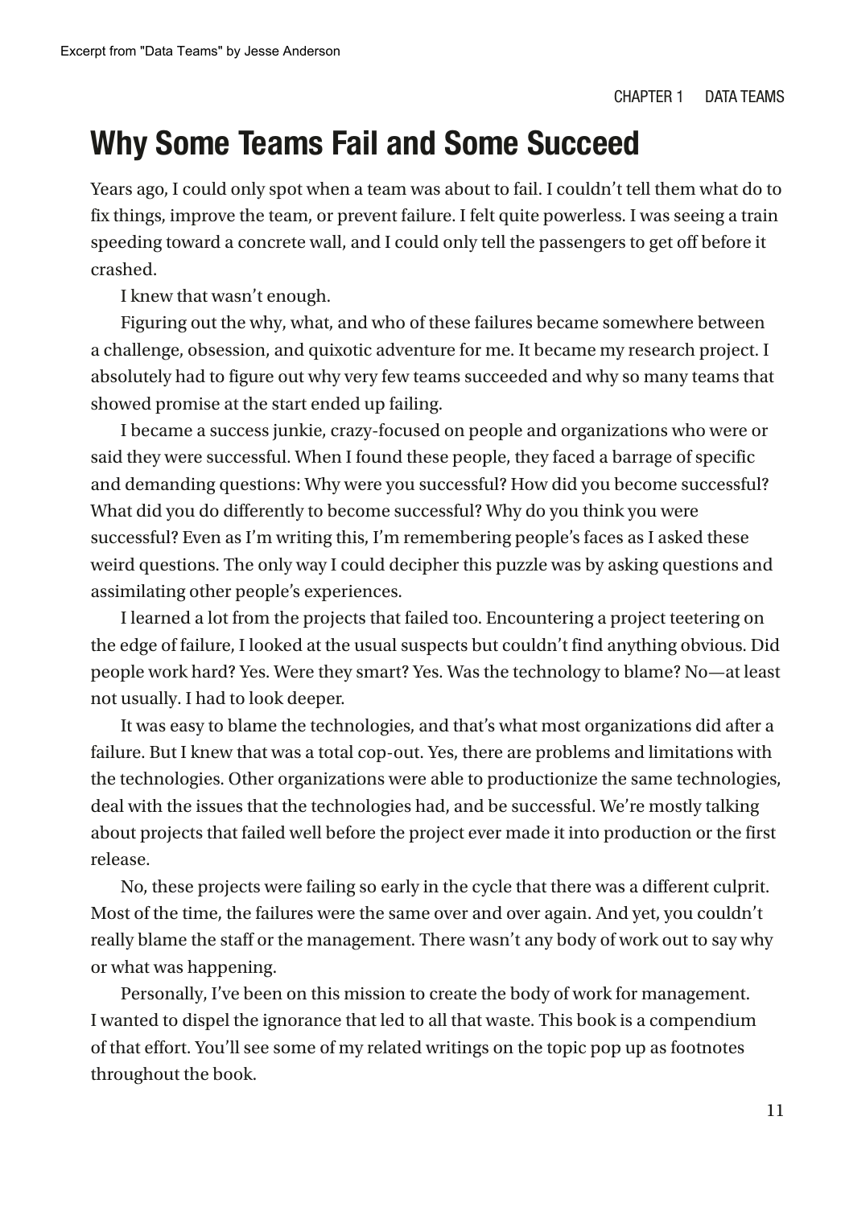## Why Some Teams Fail and Some Succeed

Years ago, I could only spot when a team was about to fail. I couldn't tell them what do to fix things, improve the team, or prevent failure. I felt quite powerless. I was seeing a train speeding toward a concrete wall, and I could only tell the passengers to get off before it crashed.

I knew that wasn't enough.

Figuring out the why, what, and who of these failures became somewhere between a challenge, obsession, and quixotic adventure for me. It became my research project. I absolutely had to figure out why very few teams succeeded and why so many teams that showed promise at the start ended up failing.

I became a success junkie, crazy-focused on people and organizations who were or said they were successful. When I found these people, they faced a barrage of specific and demanding questions: Why were you successful? How did you become successful? What did you do differently to become successful? Why do you think you were successful? Even as I'm writing this, I'm remembering people's faces as I asked these weird questions. The only way I could decipher this puzzle was by asking questions and assimilating other people's experiences.

I learned a lot from the projects that failed too. Encountering a project teetering on the edge of failure, I looked at the usual suspects but couldn't find anything obvious. Did people work hard? Yes. Were they smart? Yes. Was the technology to blame? No—at least not usually. I had to look deeper.

It was easy to blame the technologies, and that's what most organizations did after a failure. But I knew that was a total cop-out. Yes, there are problems and limitations with the technologies. Other organizations were able to productionize the same technologies, deal with the issues that the technologies had, and be successful. We're mostly talking about projects that failed well before the project ever made it into production or the first release.

No, these projects were failing so early in the cycle that there was a different culprit. Most of the time, the failures were the same over and over again. And yet, you couldn't really blame the staff or the management. There wasn't any body of work out to say why or what was happening.

Personally, I've been on this mission to create the body of work for management. I wanted to dispel the ignorance that led to all that waste. This book is a compendium of that effort. You'll see some of my related writings on the topic pop up as footnotes throughout the book.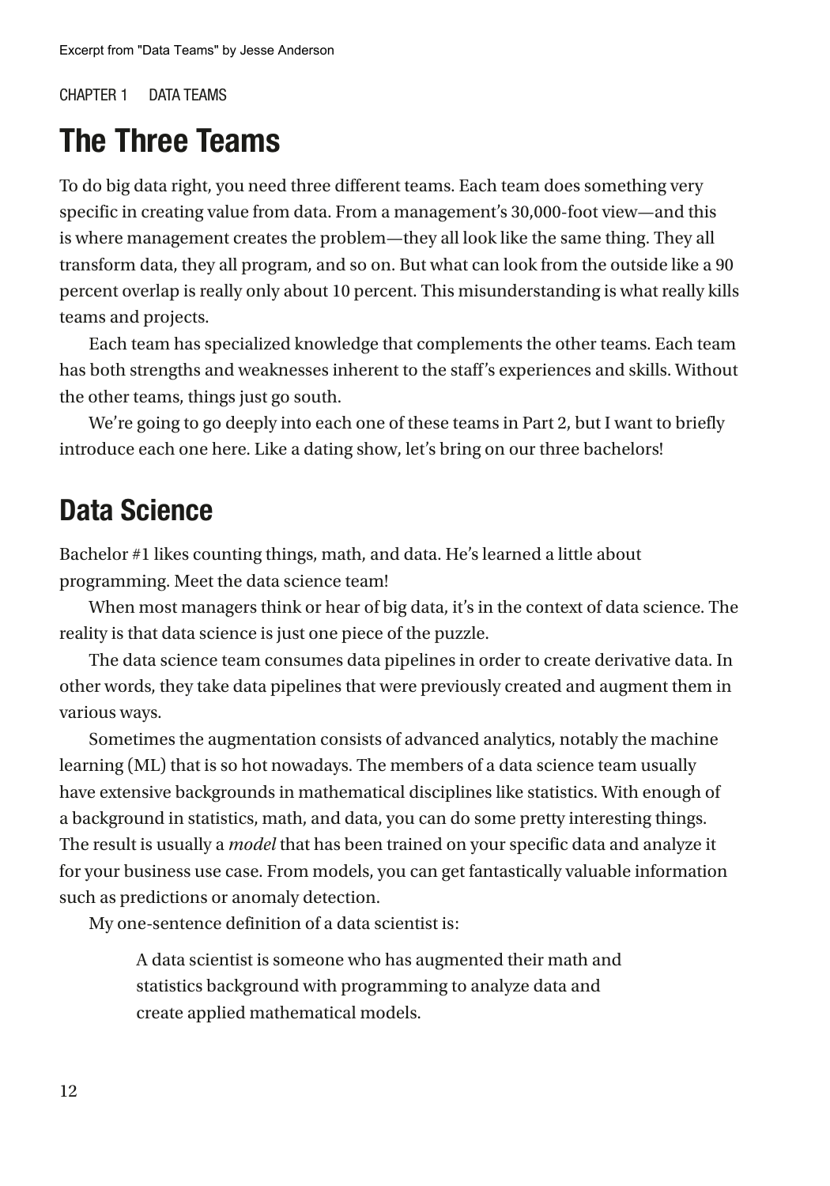## The Three Teams

To do big data right, you need three different teams. Each team does something very specific in creating value from data. From a management's 30,000-foot view—and this is where management creates the problem—they all look like the same thing. They all transform data, they all program, and so on. But what can look from the outside like a 90 percent overlap is really only about 10 percent. This misunderstanding is what really kills teams and projects.

Each team has specialized knowledge that complements the other teams. Each team has both strengths and weaknesses inherent to the staff's experiences and skills. Without the other teams, things just go south.

We're going to go deeply into each one of these teams in Part 2, but I want to briefly introduce each one here. Like a dating show, let's bring on our three bachelors!

## Data Science

Bachelor #1 likes counting things, math, and data. He's learned a little about programming. Meet the data science team!

When most managers think or hear of big data, it's in the context of data science. The reality is that data science is just one piece of the puzzle.

The data science team consumes data pipelines in order to create derivative data. In other words, they take data pipelines that were previously created and augment them in various ways.

Sometimes the augmentation consists of advanced analytics, notably the machine learning (ML) that is so hot nowadays. The members of a data science team usually have extensive backgrounds in mathematical disciplines like statistics. With enough of a background in statistics, math, and data, you can do some pretty interesting things. The result is usually a *model* that has been trained on your specific data and analyze it for your business use case. From models, you can get fantastically valuable information such as predictions or anomaly detection.

My one-sentence definition of a data scientist is:

> A data scientist is someone who has augmented their math and statistics background with programming to analyze data and create applied mathematical models.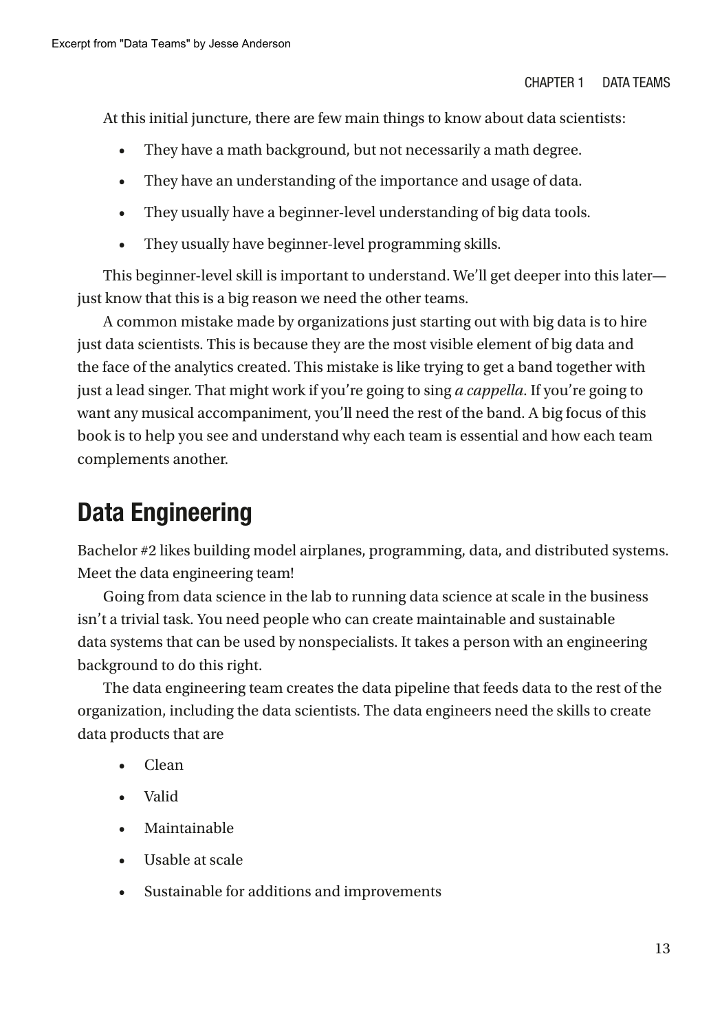At this initial juncture, there are few main things to know about data scientists:

- They have a math background, but not necessarily a math degree.
- They have an understanding of the importance and usage of data.
- They usually have a beginner-level understanding of big data tools.
- They usually have beginner-level programming skills.

This beginner-level skill is important to understand. We'll get deeper into this later—just know that this is a big reason we need the other teams.

A common mistake made by organizations just starting out with big data is to hire just data scientists. This is because they are the most visible element of big data and the face of the analytics created. This mistake is like trying to get a band together with just a lead singer. That might work if you're going to sing *a cappella*. If you're going to want any musical accompaniment, you'll need the rest of the band. A big focus of this book is to help you see and understand why each team is essential and how each team complements another.

## Data Engineering

Bachelor #2 likes building model airplanes, programming, data, and distributed systems. Meet the data engineering team!

Going from data science in the lab to running data science at scale in the business isn't a trivial task. You need people who can create maintainable and sustainable data systems that can be used by nonspecialists. It takes a person with an engineering background to do this right.

The data engineering team creates the data pipeline that feeds data to the rest of the organization, including the data scientists. The data engineers need the skills to create data products that are

- Clean
- Valid
- Maintainable
- Usable at scale
- Sustainable for additions and improvements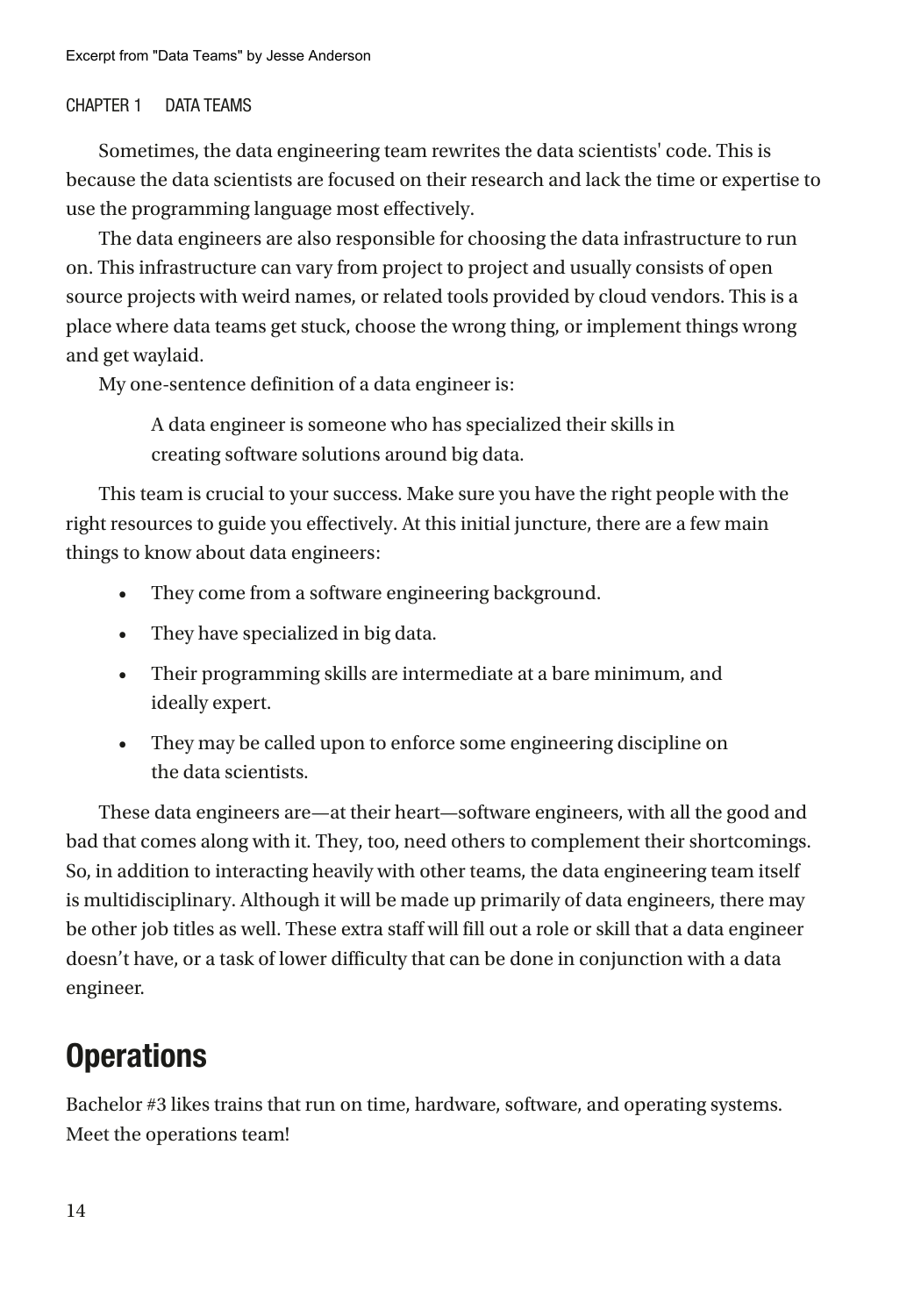Sometimes, the data engineering team rewrites the data scientists' code. This is because the data scientists are focused on their research and lack the time or expertise to use the programming language most effectively.

The data engineers are also responsible for choosing the data infrastructure to run on. This infrastructure can vary from project to project and usually consists of open source projects with weird names, or related tools provided by cloud vendors. This is a place where data teams get stuck, choose the wrong thing, or implement things wrong and get waylaid.

My one-sentence definition of a data engineer is:

> A data engineer is someone who has specialized their skills in creating software solutions around big data.

This team is crucial to your success. Make sure you have the right people with the right resources to guide you effectively. At this initial juncture, there are a few main things to know about data engineers:

- They come from a software engineering background.
- They have specialized in big data.
- Their programming skills are intermediate at a bare minimum, and ideally expert.
- They may be called upon to enforce some engineering discipline on the data scientists.

These data engineers are—at their heart—software engineers, with all the good and bad that comes along with it. They, too, need others to complement their shortcomings. So, in addition to interacting heavily with other teams, the data engineering team itself is multidisciplinary. Although it will be made up primarily of data engineers, there may be other job titles as well. These extra staff will fill out a role or skill that a data engineer doesn't have, or a task of lower difficulty that can be done in conjunction with a data engineer.

## Operations

Bachelor #3 likes trains that run on time, hardware, software, and operating systems. Meet the operations team!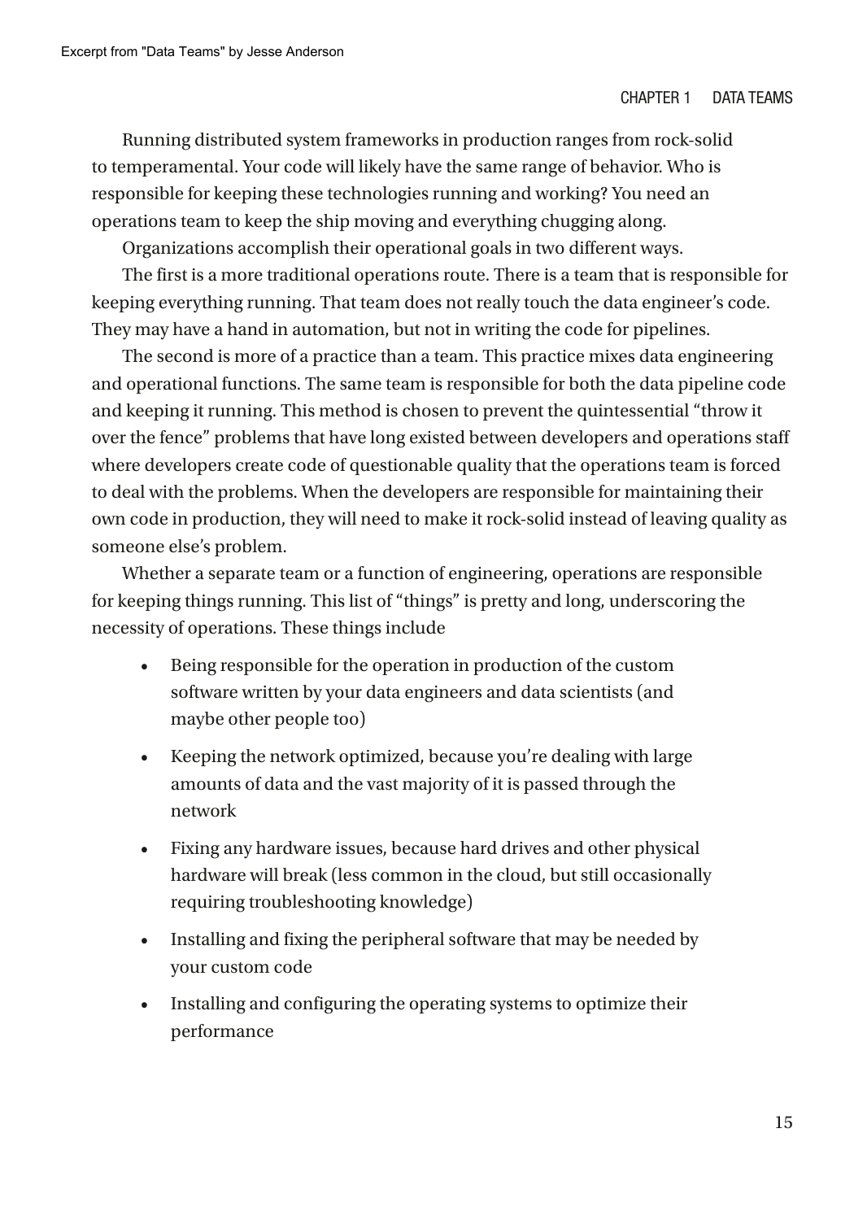Running distributed system frameworks in production ranges from rock-solid to temperamental. Your code will likely have the same range of behavior. Who is responsible for keeping these technologies running and working? You need an operations team to keep the ship moving and everything chugging along.

Organizations accomplish their operational goals in two different ways.

The first is a more traditional operations route. There is a team that is responsible for keeping everything running. That team does not really touch the data engineer's code. They may have a hand in automation, but not in writing the code for pipelines.

The second is more of a practice than a team. This practice mixes data engineering and operational functions. The same team is responsible for both the data pipeline code and keeping it running. This method is chosen to prevent the quintessential "throw it over the fence" problems that have long existed between developers and operations staff where developers create code of questionable quality that the operations team is forced to deal with the problems. When the developers are responsible for maintaining their own code in production, they will need to make it rock-solid instead of leaving quality as someone else's problem.

Whether a separate team or a function of engineering, operations are responsible for keeping things running. This list of "things" is pretty and long, underscoring the necessity of operations. These things include

- Being responsible for the operation in production of the custom software written by your data engineers and data scientists (and maybe other people too)
- Keeping the network optimized, because you're dealing with large amounts of data and the vast majority of it is passed through the network
- Fixing any hardware issues, because hard drives and other physical hardware will break (less common in the cloud, but still occasionally requiring troubleshooting knowledge)
- Installing and fixing the peripheral software that may be needed by your custom code
- Installing and configuring the operating systems to optimize their performance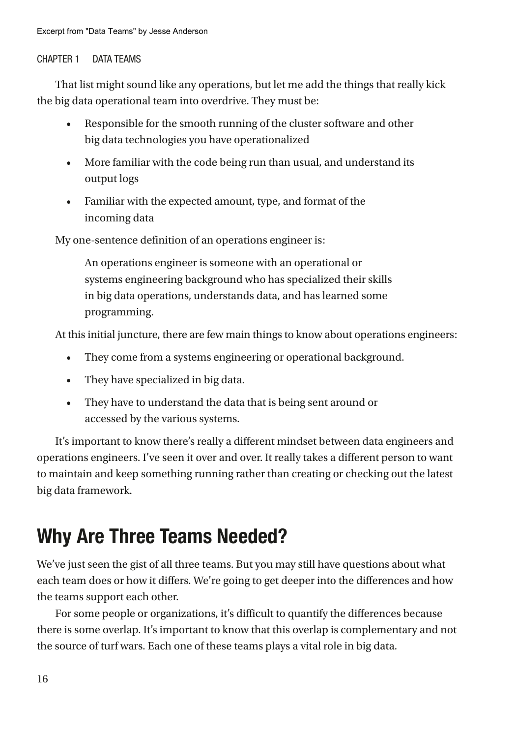That list might sound like any operations, but let me add the things that really kick the big data operational team into overdrive. They must be:

- Responsible for the smooth running of the cluster software and other big data technologies you have operationalized
- More familiar with the code being run than usual, and understand its output logs
- Familiar with the expected amount, type, and format of the incoming data

My one-sentence definition of an operations engineer is:

> An operations engineer is someone with an operational or systems engineering background who has specialized their skills in big data operations, understands data, and has learned some programming.

At this initial juncture, there are few main things to know about operations engineers:

- They come from a systems engineering or operational background.
- They have specialized in big data.
- They have to understand the data that is being sent around or accessed by the various systems.

It's important to know there's really a different mindset between data engineers and operations engineers. I've seen it over and over. It really takes a different person to want to maintain and keep something running rather than creating or checking out the latest big data framework.

## Why Are Three Teams Needed?

We've just seen the gist of all three teams. But you may still have questions about what each team does or how it differs. We're going to get deeper into the differences and how the teams support each other.

For some people or organizations, it's difficult to quantify the differences because there is some overlap. It's important to know that this overlap is complementary and not the source of turf wars. Each one of these teams plays a vital role in big data.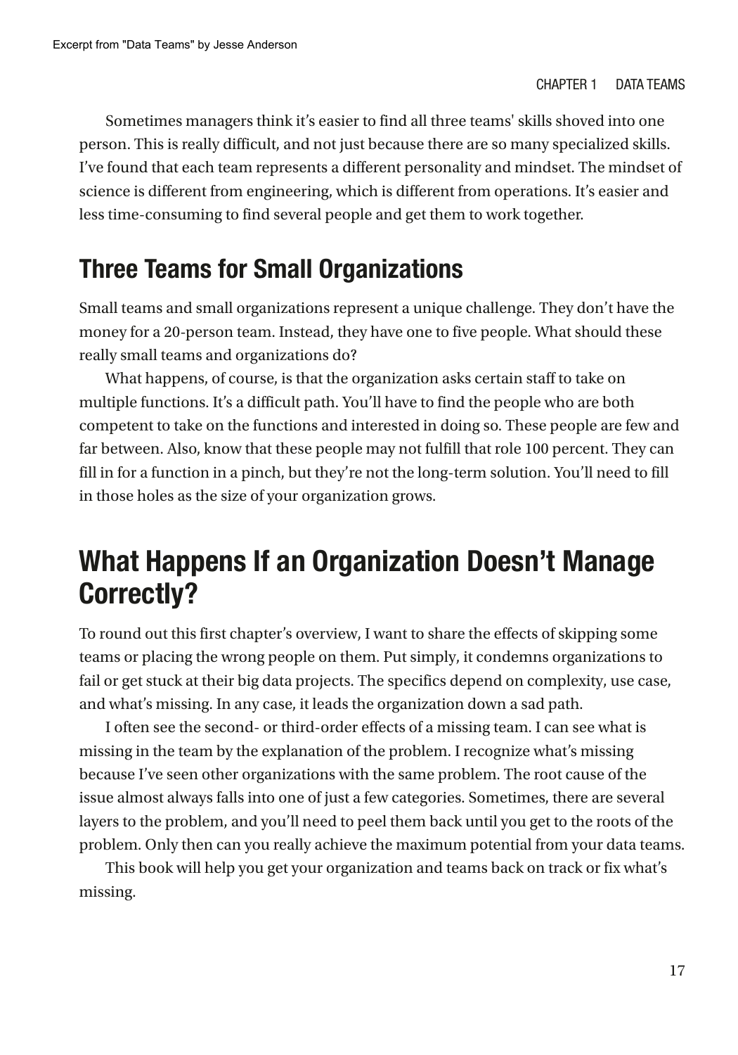Sometimes managers think it's easier to find all three teams' skills shoved into one person. This is really difficult, and not just because there are so many specialized skills. I've found that each team represents a different personality and mindset. The mindset of science is different from engineering, which is different from operations. It's easier and less time-consuming to find several people and get them to work together.

## Three Teams for Small Organizations

Small teams and small organizations represent a unique challenge. They don't have the money for a 20-person team. Instead, they have one to five people. What should these really small teams and organizations do?

What happens, of course, is that the organization asks certain staff to take on multiple functions. It's a difficult path. You'll have to find the people who are both competent to take on the functions and interested in doing so. These people are few and far between. Also, know that these people may not fulfill that role 100 percent. They can fill in for a function in a pinch, but they're not the long-term solution. You'll need to fill in those holes as the size of your organization grows.

# What Happens If an Organization Doesn't Manage Correctly?

To round out this first chapter's overview, I want to share the effects of skipping some teams or placing the wrong people on them. Put simply, it condemns organizations to fail or get stuck at their big data projects. The specifics depend on complexity, use case, and what's missing. In any case, it leads the organization down a sad path.

I often see the second- or third-order effects of a missing team. I can see what is missing in the team by the explanation of the problem. I recognize what's missing because I've seen other organizations with the same problem. The root cause of the issue almost always falls into one of just a few categories. Sometimes, there are several layers to the problem, and you'll need to peel them back until you get to the roots of the problem. Only then can you really achieve the maximum potential from your data teams.

This book will help you get your organization and teams back on track or fix what's missing.